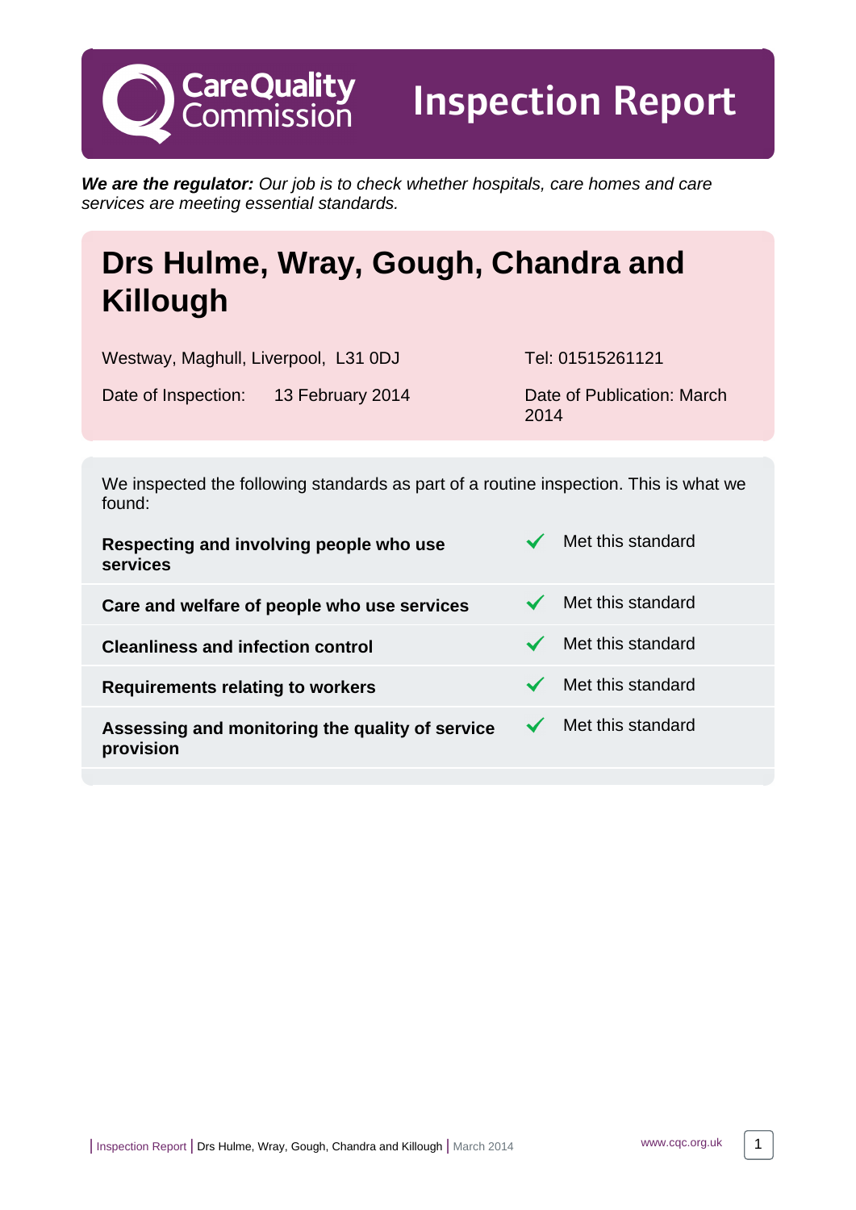# Care Quality Commission

# Inspection Report

***We are the regulator:*** *Our job is to check whether hospitals, care homes and care services are meeting essential standards.*

## Drs Hulme, Wray, Gough, Chandra and Killough

Westway, Maghull, Liverpool, L31 0DJ

Tel: 01515261121

Date of Inspection: 13 February 2014

Date of Publication: March 2014

We inspected the following standards as part of a routine inspection. This is what we found:

| Standard | Outcome |
| --- | --- |
| **Respecting and involving people who use services** | ✓ Met this standard |
| **Care and welfare of people who use services** | ✓ Met this standard |
| **Cleanliness and infection control** | ✓ Met this standard |
| **Requirements relating to workers** | ✓ Met this standard |
| **Assessing and monitoring the quality of service provision** | ✓ Met this standard |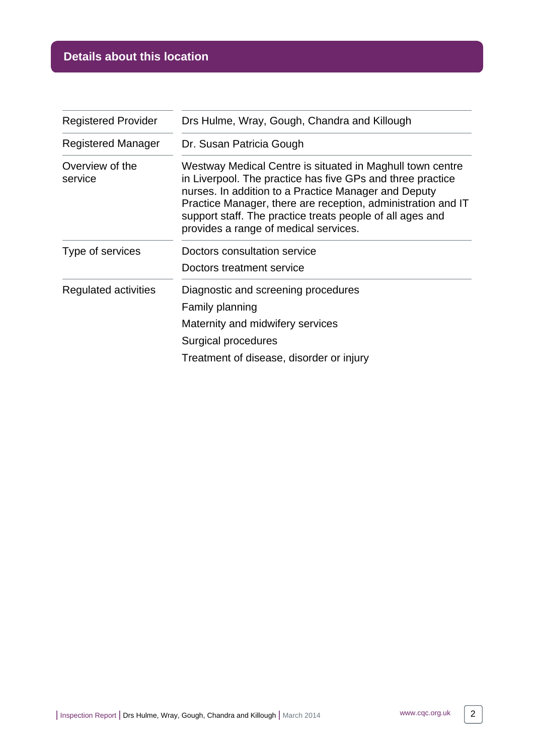## Details about this location

| | |
|---|---|
| Registered Provider | Drs Hulme, Wray, Gough, Chandra and Killough |
| Registered Manager | Dr. Susan Patricia Gough |
| Overview of the service | Westway Medical Centre is situated in Maghull town centre in Liverpool. The practice has five GPs and three practice nurses. In addition to a Practice Manager and Deputy Practice Manager, there are reception, administration and IT support staff. The practice treats people of all ages and provides a range of medical services. |
| Type of services | Doctors consultation service<br>Doctors treatment service |
| Regulated activities | Diagnostic and screening procedures<br>Family planning<br>Maternity and midwifery services<br>Surgical procedures<br>Treatment of disease, disorder or injury |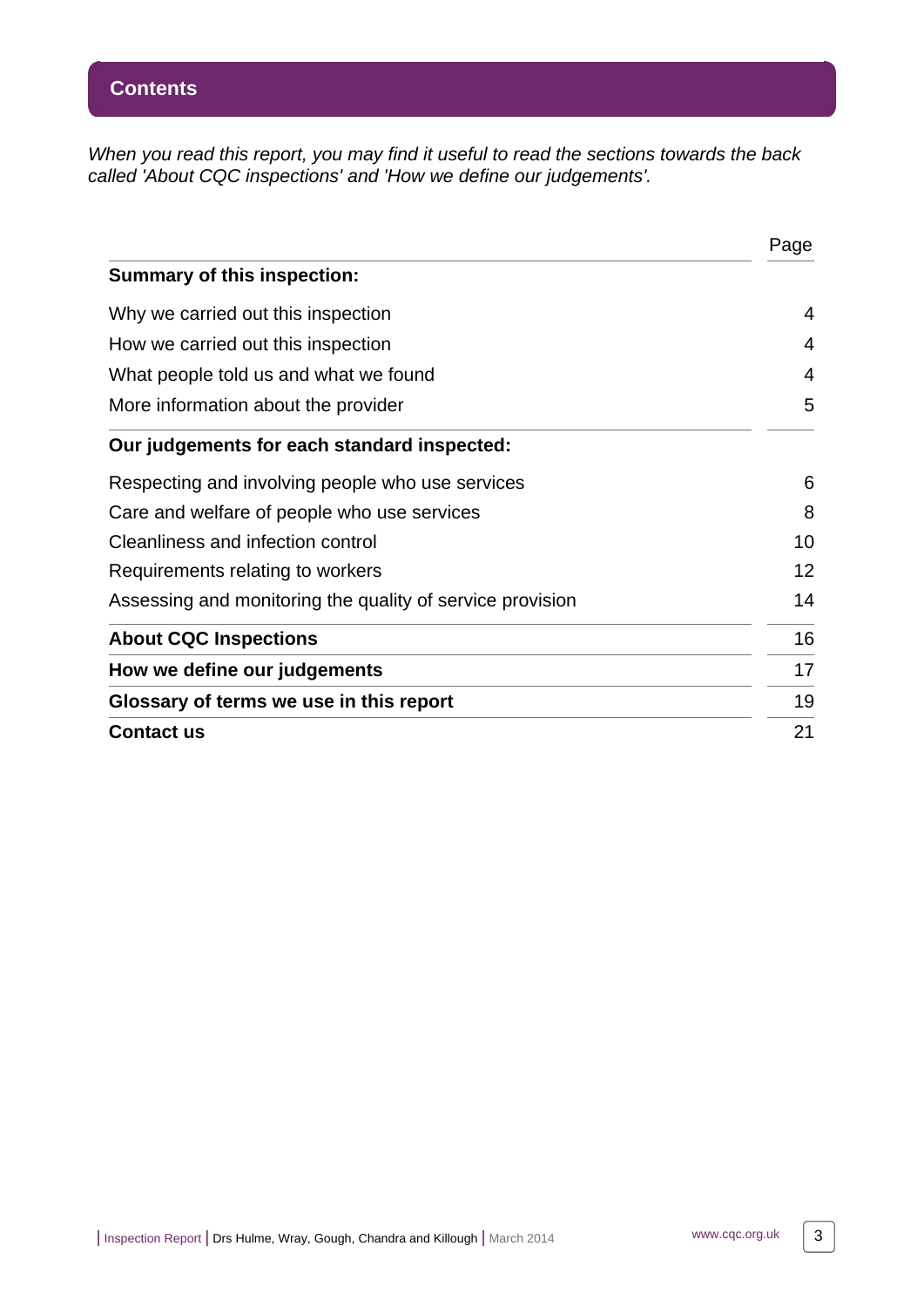## Contents

*When you read this report, you may find it useful to read the sections towards the back called 'About CQC inspections' and 'How we define our judgements'.*

| | Page |
|---|---|
| **Summary of this inspection:** | |
| Why we carried out this inspection | 4 |
| How we carried out this inspection | 4 |
| What people told us and what we found | 4 |
| More information about the provider | 5 |
| **Our judgements for each standard inspected:** | |
| Respecting and involving people who use services | 6 |
| Care and welfare of people who use services | 8 |
| Cleanliness and infection control | 10 |
| Requirements relating to workers | 12 |
| Assessing and monitoring the quality of service provision | 14 |
| **About CQC Inspections** | 16 |
| **How we define our judgements** | 17 |
| **Glossary of terms we use in this report** | 19 |
| **Contact us** | 21 |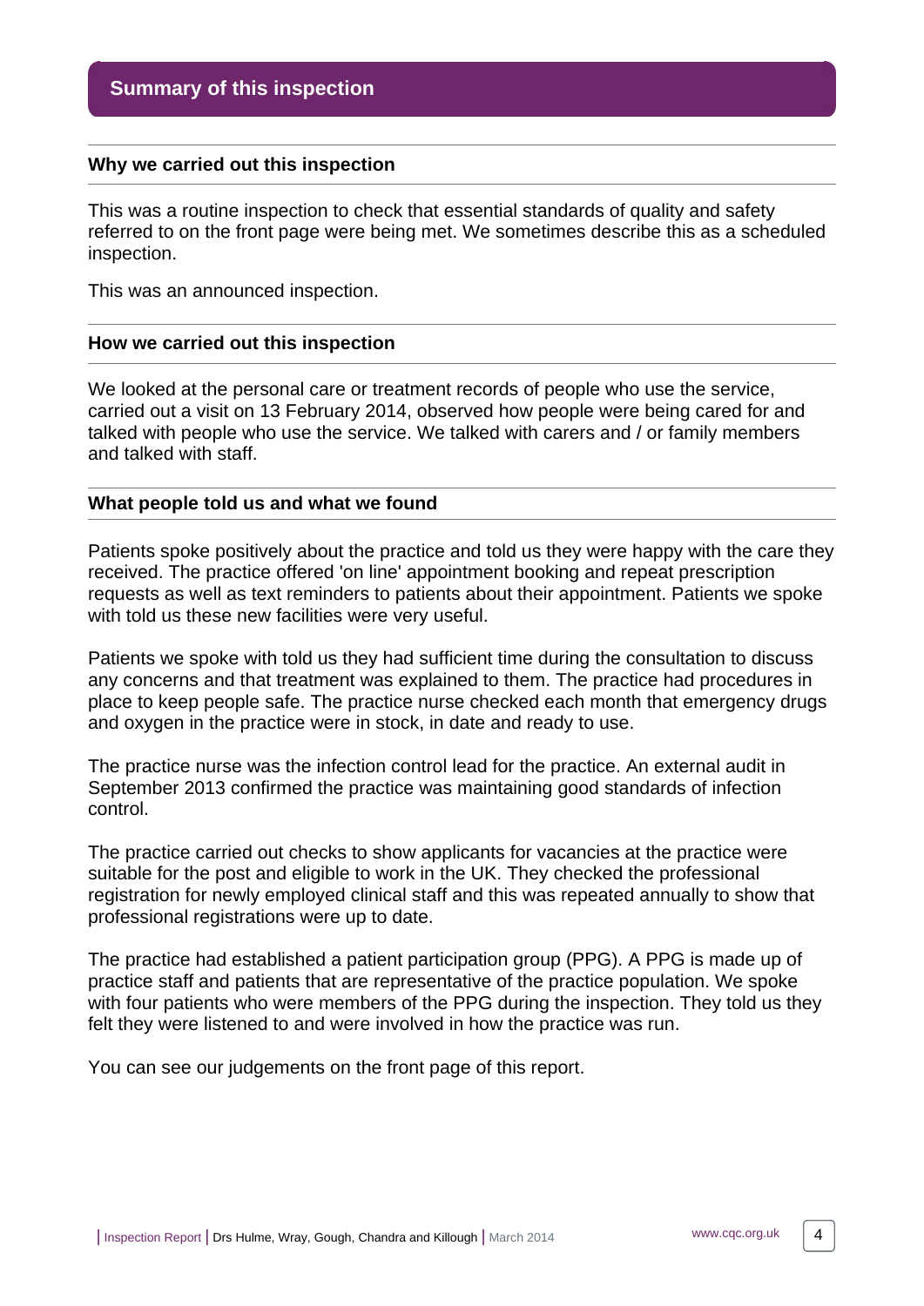## Summary of this inspection

### Why we carried out this inspection

This was a routine inspection to check that essential standards of quality and safety referred to on the front page were being met. We sometimes describe this as a scheduled inspection.

This was an announced inspection.

### How we carried out this inspection

We looked at the personal care or treatment records of people who use the service, carried out a visit on 13 February 2014, observed how people were being cared for and talked with people who use the service. We talked with carers and / or family members and talked with staff.

### What people told us and what we found

Patients spoke positively about the practice and told us they were happy with the care they received. The practice offered 'on line' appointment booking and repeat prescription requests as well as text reminders to patients about their appointment. Patients we spoke with told us these new facilities were very useful.

Patients we spoke with told us they had sufficient time during the consultation to discuss any concerns and that treatment was explained to them. The practice had procedures in place to keep people safe. The practice nurse checked each month that emergency drugs and oxygen in the practice were in stock, in date and ready to use.

The practice nurse was the infection control lead for the practice. An external audit in September 2013 confirmed the practice was maintaining good standards of infection control.

The practice carried out checks to show applicants for vacancies at the practice were suitable for the post and eligible to work in the UK. They checked the professional registration for newly employed clinical staff and this was repeated annually to show that professional registrations were up to date.

The practice had established a patient participation group (PPG). A PPG is made up of practice staff and patients that are representative of the practice population. We spoke with four patients who were members of the PPG during the inspection. They told us they felt they were listened to and were involved in how the practice was run.

You can see our judgements on the front page of this report.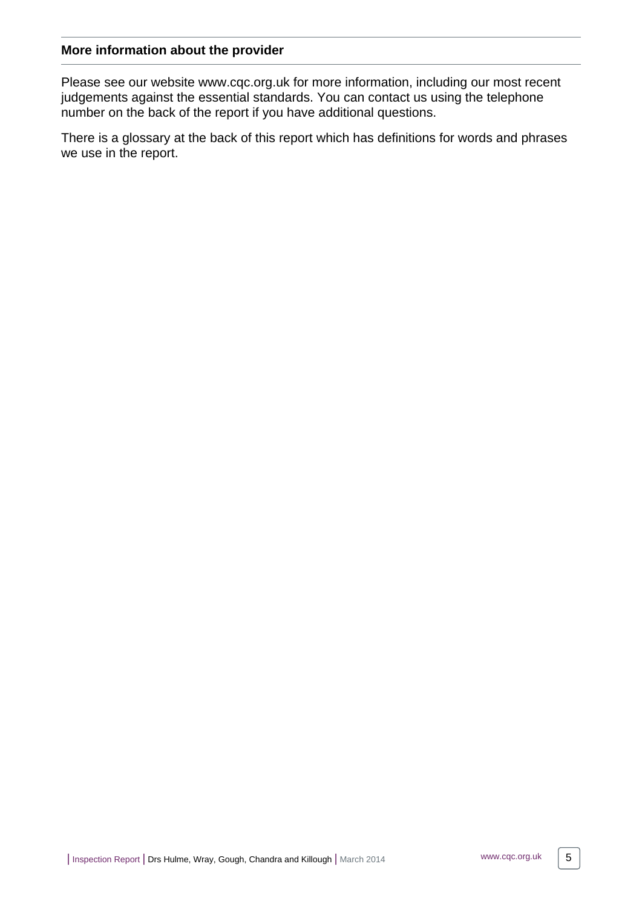## More information about the provider

Please see our website www.cqc.org.uk for more information, including our most recent judgements against the essential standards. You can contact us using the telephone number on the back of the report if you have additional questions.

There is a glossary at the back of this report which has definitions for words and phrases we use in the report.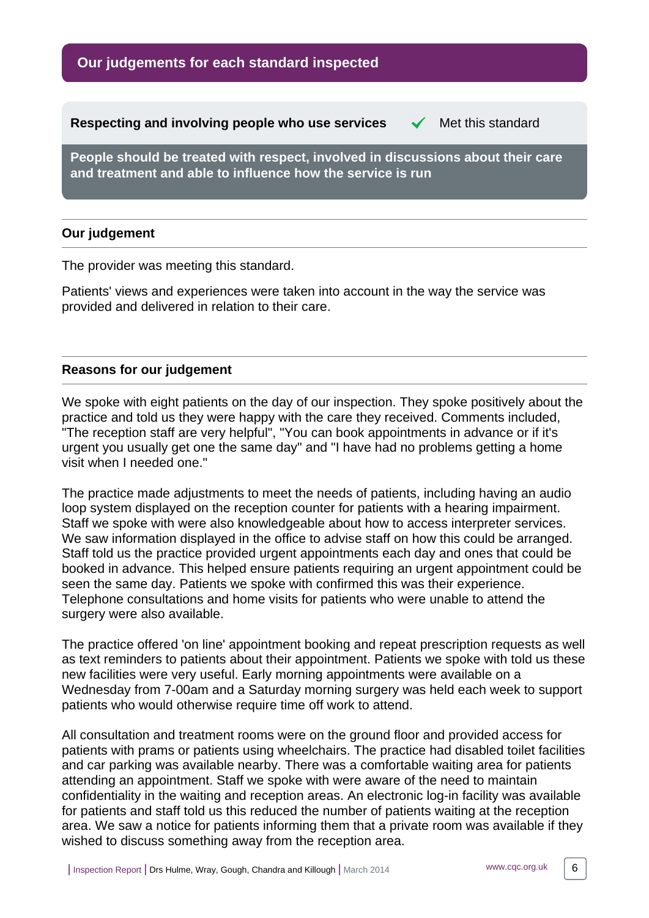## Our judgements for each standard inspected

### Respecting and involving people who use services ✓ Met this standard

**People should be treated with respect, involved in discussions about their care and treatment and able to influence how the service is run**

#### Our judgement

The provider was meeting this standard.

Patients' views and experiences were taken into account in the way the service was provided and delivered in relation to their care.

#### Reasons for our judgement

We spoke with eight patients on the day of our inspection. They spoke positively about the practice and told us they were happy with the care they received. Comments included, "The reception staff are very helpful", "You can book appointments in advance or if it's urgent you usually get one the same day" and "I have had no problems getting a home visit when I needed one."

The practice made adjustments to meet the needs of patients, including having an audio loop system displayed on the reception counter for patients with a hearing impairment. Staff we spoke with were also knowledgeable about how to access interpreter services. We saw information displayed in the office to advise staff on how this could be arranged. Staff told us the practice provided urgent appointments each day and ones that could be booked in advance. This helped ensure patients requiring an urgent appointment could be seen the same day. Patients we spoke with confirmed this was their experience. Telephone consultations and home visits for patients who were unable to attend the surgery were also available.

The practice offered 'on line' appointment booking and repeat prescription requests as well as text reminders to patients about their appointment. Patients we spoke with told us these new facilities were very useful. Early morning appointments were available on a Wednesday from 7-00am and a Saturday morning surgery was held each week to support patients who would otherwise require time off work to attend.

All consultation and treatment rooms were on the ground floor and provided access for patients with prams or patients using wheelchairs. The practice had disabled toilet facilities and car parking was available nearby. There was a comfortable waiting area for patients attending an appointment. Staff we spoke with were aware of the need to maintain confidentiality in the waiting and reception areas. An electronic log-in facility was available for patients and staff told us this reduced the number of patients waiting at the reception area. We saw a notice for patients informing them that a private room was available if they wished to discuss something away from the reception area.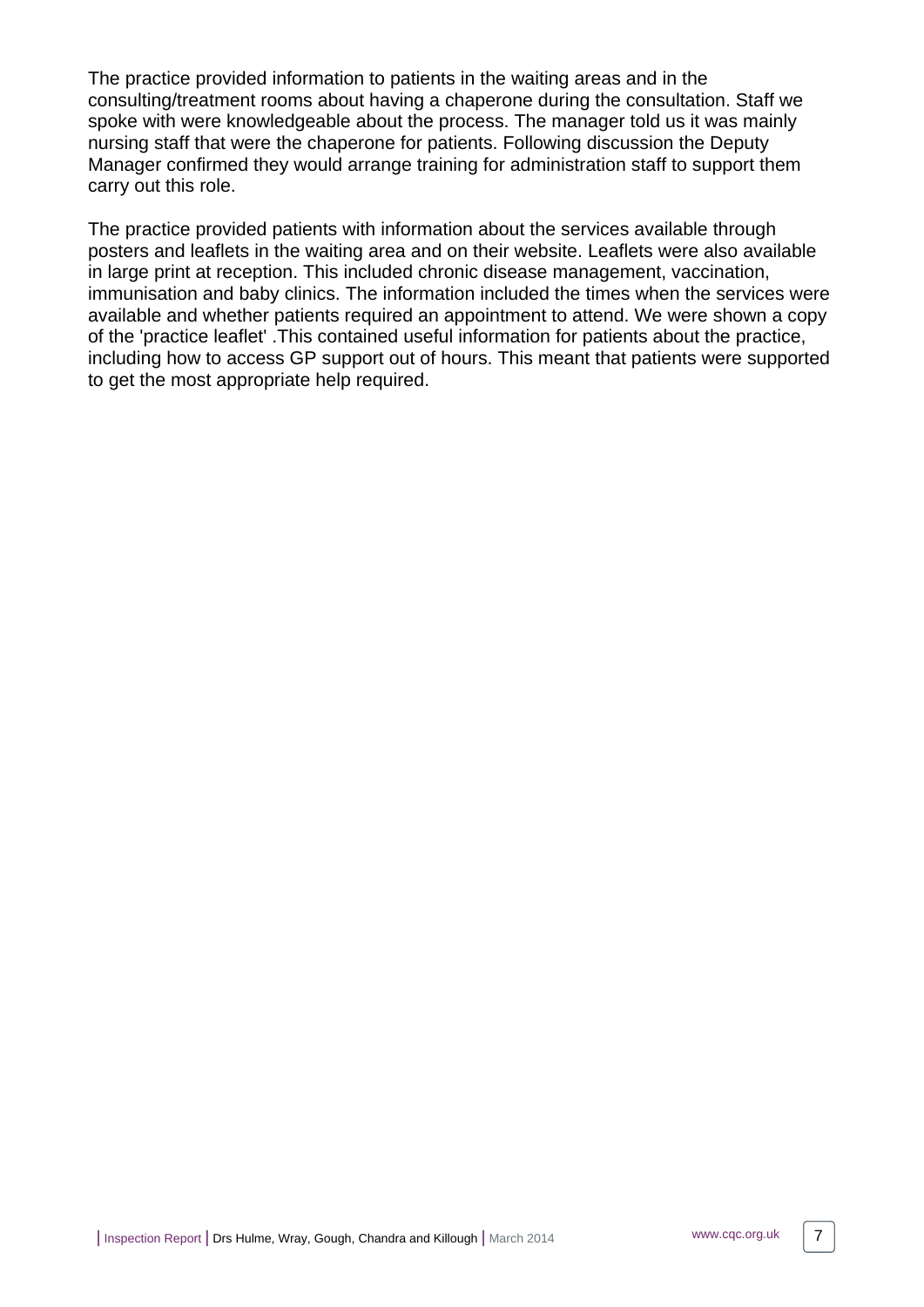The practice provided information to patients in the waiting areas and in the consulting/treatment rooms about having a chaperone during the consultation. Staff we spoke with were knowledgeable about the process. The manager told us it was mainly nursing staff that were the chaperone for patients. Following discussion the Deputy Manager confirmed they would arrange training for administration staff to support them carry out this role.

The practice provided patients with information about the services available through posters and leaflets in the waiting area and on their website. Leaflets were also available in large print at reception. This included chronic disease management, vaccination, immunisation and baby clinics. The information included the times when the services were available and whether patients required an appointment to attend. We were shown a copy of the 'practice leaflet' .This contained useful information for patients about the practice, including how to access GP support out of hours. This meant that patients were supported to get the most appropriate help required.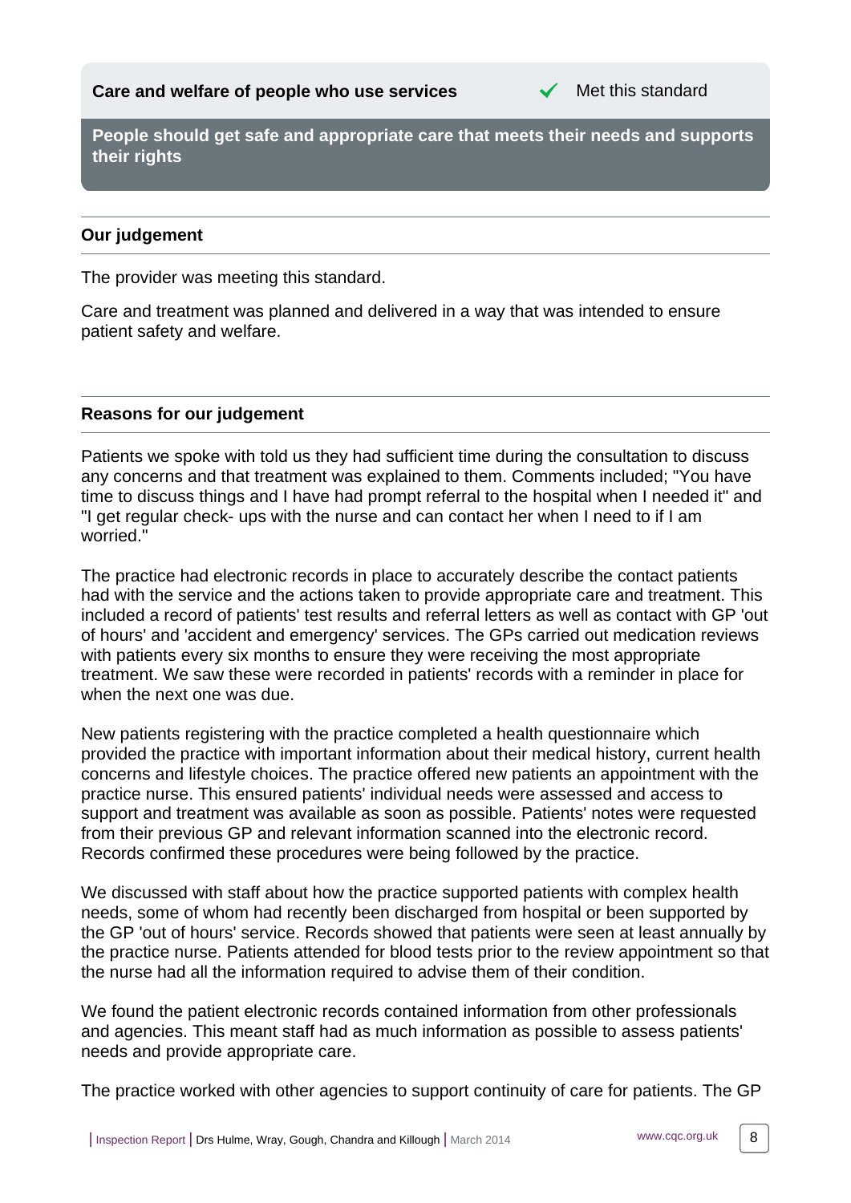**Care and welfare of people who use services** ✔ Met this standard

**People should get safe and appropriate care that meets their needs and supports their rights**

### Our judgement

The provider was meeting this standard.

Care and treatment was planned and delivered in a way that was intended to ensure patient safety and welfare.

### Reasons for our judgement

Patients we spoke with told us they had sufficient time during the consultation to discuss any concerns and that treatment was explained to them. Comments included; "You have time to discuss things and I have had prompt referral to the hospital when I needed it" and "I get regular check- ups with the nurse and can contact her when I need to if I am worried."

The practice had electronic records in place to accurately describe the contact patients had with the service and the actions taken to provide appropriate care and treatment. This included a record of patients' test results and referral letters as well as contact with GP 'out of hours' and 'accident and emergency' services. The GPs carried out medication reviews with patients every six months to ensure they were receiving the most appropriate treatment. We saw these were recorded in patients' records with a reminder in place for when the next one was due.

New patients registering with the practice completed a health questionnaire which provided the practice with important information about their medical history, current health concerns and lifestyle choices. The practice offered new patients an appointment with the practice nurse. This ensured patients' individual needs were assessed and access to support and treatment was available as soon as possible. Patients' notes were requested from their previous GP and relevant information scanned into the electronic record. Records confirmed these procedures were being followed by the practice.

We discussed with staff about how the practice supported patients with complex health needs, some of whom had recently been discharged from hospital or been supported by the GP 'out of hours' service. Records showed that patients were seen at least annually by the practice nurse. Patients attended for blood tests prior to the review appointment so that the nurse had all the information required to advise them of their condition.

We found the patient electronic records contained information from other professionals and agencies. This meant staff had as much information as possible to assess patients' needs and provide appropriate care.

The practice worked with other agencies to support continuity of care for patients. The GP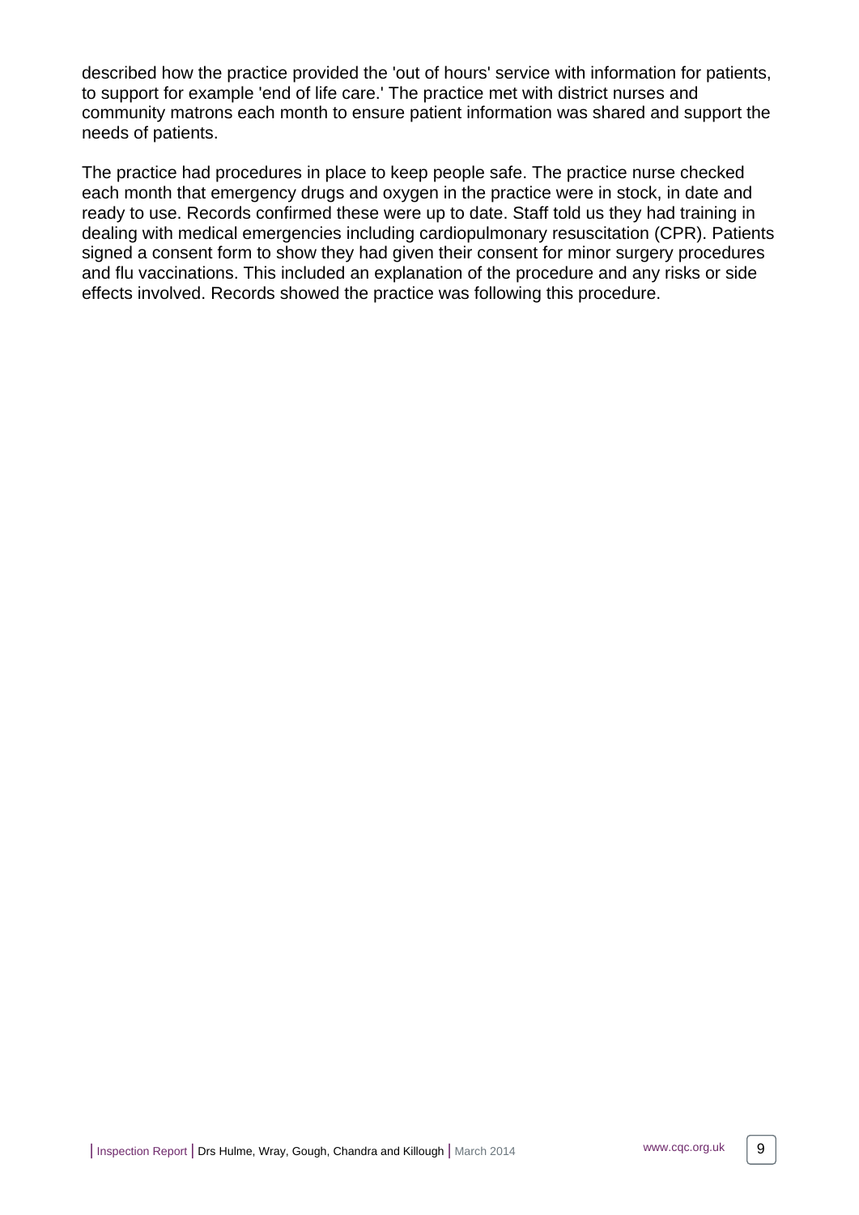described how the practice provided the 'out of hours' service with information for patients, to support for example 'end of life care.' The practice met with district nurses and community matrons each month to ensure patient information was shared and support the needs of patients.

The practice had procedures in place to keep people safe. The practice nurse checked each month that emergency drugs and oxygen in the practice were in stock, in date and ready to use. Records confirmed these were up to date. Staff told us they had training in dealing with medical emergencies including cardiopulmonary resuscitation (CPR). Patients signed a consent form to show they had given their consent for minor surgery procedures and flu vaccinations. This included an explanation of the procedure and any risks or side effects involved. Records showed the practice was following this procedure.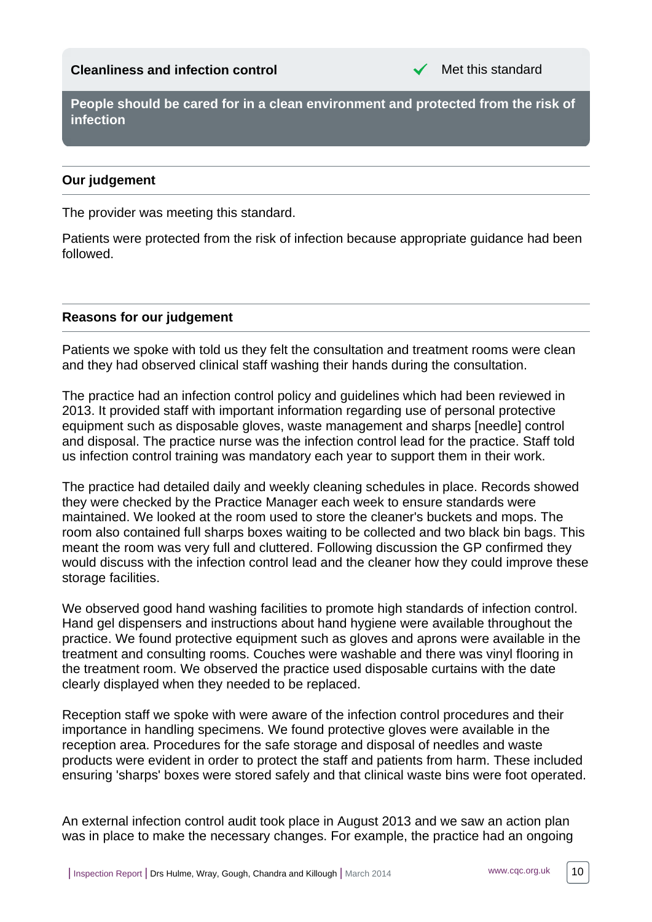**Cleanliness and infection control** ✓ Met this standard

**People should be cared for in a clean environment and protected from the risk of infection**

### Our judgement

The provider was meeting this standard.

Patients were protected from the risk of infection because appropriate guidance had been followed.

### Reasons for our judgement

Patients we spoke with told us they felt the consultation and treatment rooms were clean and they had observed clinical staff washing their hands during the consultation.

The practice had an infection control policy and guidelines which had been reviewed in 2013. It provided staff with important information regarding use of personal protective equipment such as disposable gloves, waste management and sharps [needle] control and disposal. The practice nurse was the infection control lead for the practice. Staff told us infection control training was mandatory each year to support them in their work.

The practice had detailed daily and weekly cleaning schedules in place. Records showed they were checked by the Practice Manager each week to ensure standards were maintained. We looked at the room used to store the cleaner's buckets and mops. The room also contained full sharps boxes waiting to be collected and two black bin bags. This meant the room was very full and cluttered. Following discussion the GP confirmed they would discuss with the infection control lead and the cleaner how they could improve these storage facilities.

We observed good hand washing facilities to promote high standards of infection control. Hand gel dispensers and instructions about hand hygiene were available throughout the practice. We found protective equipment such as gloves and aprons were available in the treatment and consulting rooms. Couches were washable and there was vinyl flooring in the treatment room. We observed the practice used disposable curtains with the date clearly displayed when they needed to be replaced.

Reception staff we spoke with were aware of the infection control procedures and their importance in handling specimens. We found protective gloves were available in the reception area. Procedures for the safe storage and disposal of needles and waste products were evident in order to protect the staff and patients from harm. These included ensuring 'sharps' boxes were stored safely and that clinical waste bins were foot operated.

An external infection control audit took place in August 2013 and we saw an action plan was in place to make the necessary changes. For example, the practice had an ongoing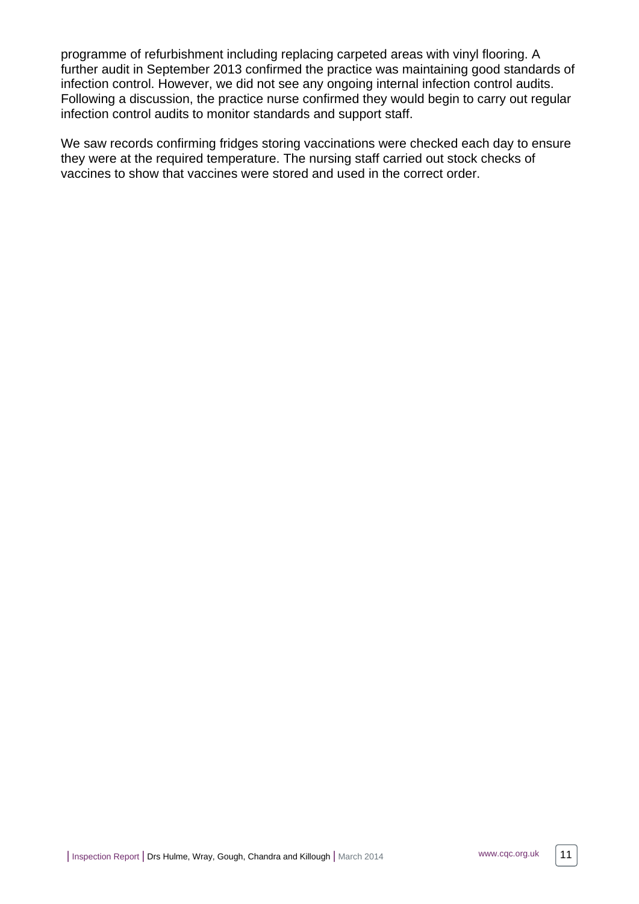programme of refurbishment including replacing carpeted areas with vinyl flooring. A further audit in September 2013 confirmed the practice was maintaining good standards of infection control. However, we did not see any ongoing internal infection control audits. Following a discussion, the practice nurse confirmed they would begin to carry out regular infection control audits to monitor standards and support staff.

We saw records confirming fridges storing vaccinations were checked each day to ensure they were at the required temperature. The nursing staff carried out stock checks of vaccines to show that vaccines were stored and used in the correct order.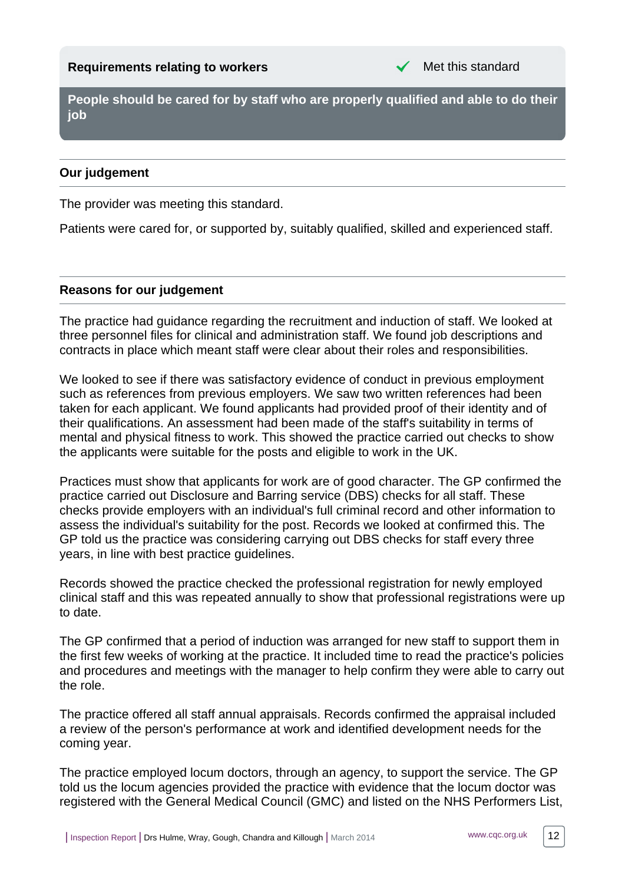**Requirements relating to workers** ✓ Met this standard

**People should be cared for by staff who are properly qualified and able to do their job**

---

### Our judgement

The provider was meeting this standard.

Patients were cared for, or supported by, suitably qualified, skilled and experienced staff.

---

### Reasons for our judgement

The practice had guidance regarding the recruitment and induction of staff. We looked at three personnel files for clinical and administration staff. We found job descriptions and contracts in place which meant staff were clear about their roles and responsibilities.

We looked to see if there was satisfactory evidence of conduct in previous employment such as references from previous employers. We saw two written references had been taken for each applicant. We found applicants had provided proof of their identity and of their qualifications. An assessment had been made of the staff's suitability in terms of mental and physical fitness to work. This showed the practice carried out checks to show the applicants were suitable for the posts and eligible to work in the UK.

Practices must show that applicants for work are of good character. The GP confirmed the practice carried out Disclosure and Barring service (DBS) checks for all staff. These checks provide employers with an individual's full criminal record and other information to assess the individual's suitability for the post. Records we looked at confirmed this. The GP told us the practice was considering carrying out DBS checks for staff every three years, in line with best practice guidelines.

Records showed the practice checked the professional registration for newly employed clinical staff and this was repeated annually to show that professional registrations were up to date.

The GP confirmed that a period of induction was arranged for new staff to support them in the first few weeks of working at the practice. It included time to read the practice's policies and procedures and meetings with the manager to help confirm they were able to carry out the role.

The practice offered all staff annual appraisals. Records confirmed the appraisal included a review of the person's performance at work and identified development needs for the coming year.

The practice employed locum doctors, through an agency, to support the service. The GP told us the locum agencies provided the practice with evidence that the locum doctor was registered with the General Medical Council (GMC) and listed on the NHS Performers List,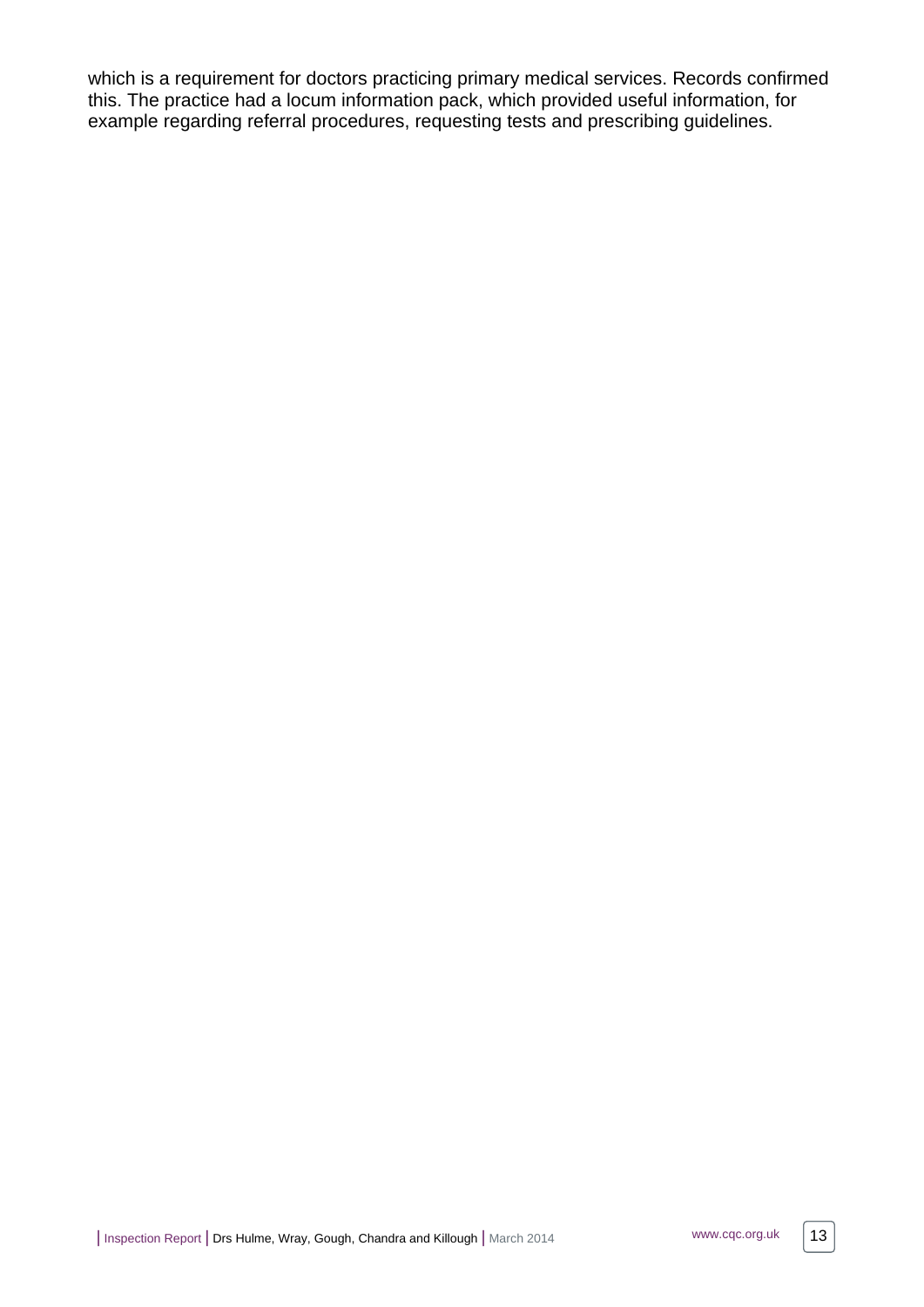which is a requirement for doctors practicing primary medical services. Records confirmed this. The practice had a locum information pack, which provided useful information, for example regarding referral procedures, requesting tests and prescribing guidelines.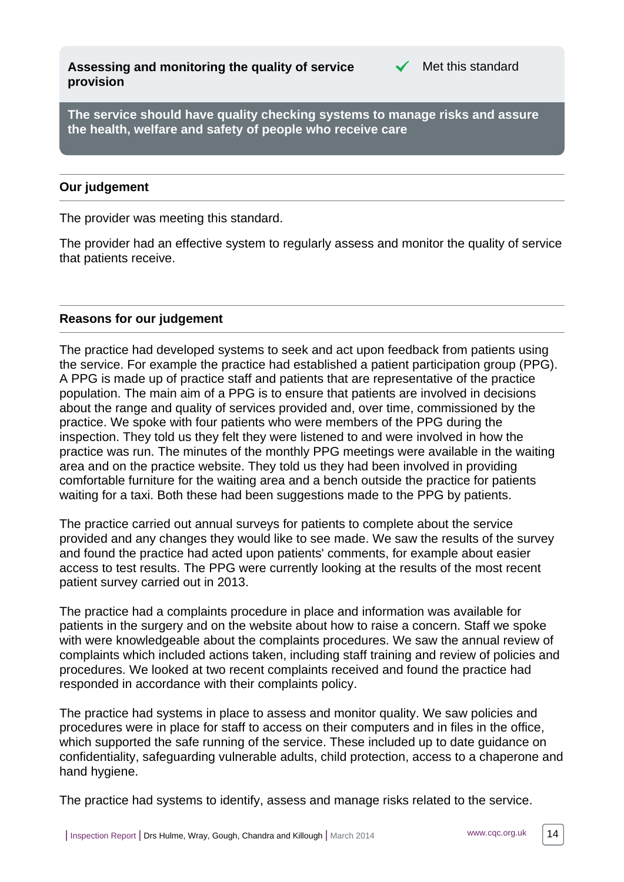## Assessing and monitoring the quality of service provision

✔ Met this standard

**The service should have quality checking systems to manage risks and assure the health, welfare and safety of people who receive care**

### Our judgement

The provider was meeting this standard.

The provider had an effective system to regularly assess and monitor the quality of service that patients receive.

### Reasons for our judgement

The practice had developed systems to seek and act upon feedback from patients using the service. For example the practice had established a patient participation group (PPG). A PPG is made up of practice staff and patients that are representative of the practice population. The main aim of a PPG is to ensure that patients are involved in decisions about the range and quality of services provided and, over time, commissioned by the practice. We spoke with four patients who were members of the PPG during the inspection. They told us they felt they were listened to and were involved in how the practice was run. The minutes of the monthly PPG meetings were available in the waiting area and on the practice website. They told us they had been involved in providing comfortable furniture for the waiting area and a bench outside the practice for patients waiting for a taxi. Both these had been suggestions made to the PPG by patients.

The practice carried out annual surveys for patients to complete about the service provided and any changes they would like to see made. We saw the results of the survey and found the practice had acted upon patients' comments, for example about easier access to test results. The PPG were currently looking at the results of the most recent patient survey carried out in 2013.

The practice had a complaints procedure in place and information was available for patients in the surgery and on the website about how to raise a concern. Staff we spoke with were knowledgeable about the complaints procedures. We saw the annual review of complaints which included actions taken, including staff training and review of policies and procedures. We looked at two recent complaints received and found the practice had responded in accordance with their complaints policy.

The practice had systems in place to assess and monitor quality. We saw policies and procedures were in place for staff to access on their computers and in files in the office, which supported the safe running of the service. These included up to date guidance on confidentiality, safeguarding vulnerable adults, child protection, access to a chaperone and hand hygiene.

The practice had systems to identify, assess and manage risks related to the service.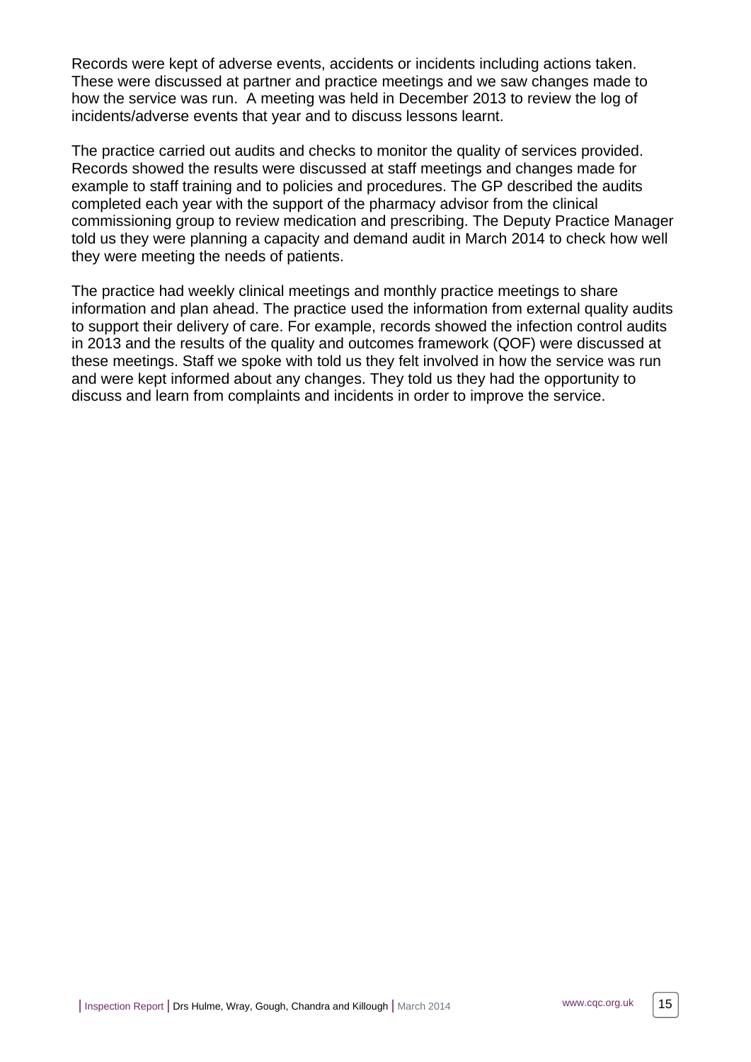Records were kept of adverse events, accidents or incidents including actions taken. These were discussed at partner and practice meetings and we saw changes made to how the service was run.  A meeting was held in December 2013 to review the log of incidents/adverse events that year and to discuss lessons learnt.

The practice carried out audits and checks to monitor the quality of services provided. Records showed the results were discussed at staff meetings and changes made for example to staff training and to policies and procedures. The GP described the audits completed each year with the support of the pharmacy advisor from the clinical commissioning group to review medication and prescribing. The Deputy Practice Manager told us they were planning a capacity and demand audit in March 2014 to check how well they were meeting the needs of patients.

The practice had weekly clinical meetings and monthly practice meetings to share information and plan ahead. The practice used the information from external quality audits to support their delivery of care. For example, records showed the infection control audits in 2013 and the results of the quality and outcomes framework (QOF) were discussed at these meetings. Staff we spoke with told us they felt involved in how the service was run and were kept informed about any changes. They told us they had the opportunity to discuss and learn from complaints and incidents in order to improve the service.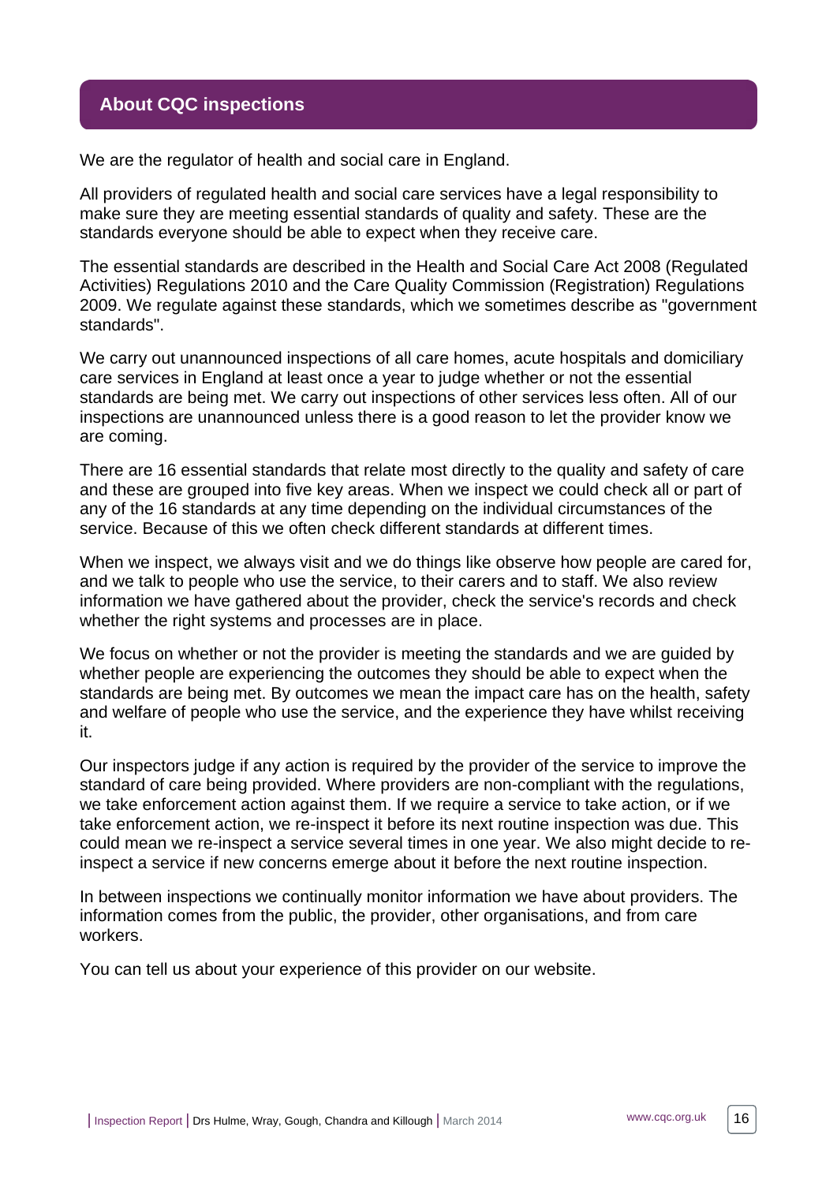## About CQC inspections

We are the regulator of health and social care in England.

All providers of regulated health and social care services have a legal responsibility to make sure they are meeting essential standards of quality and safety. These are the standards everyone should be able to expect when they receive care.

The essential standards are described in the Health and Social Care Act 2008 (Regulated Activities) Regulations 2010 and the Care Quality Commission (Registration) Regulations 2009. We regulate against these standards, which we sometimes describe as "government standards".

We carry out unannounced inspections of all care homes, acute hospitals and domiciliary care services in England at least once a year to judge whether or not the essential standards are being met. We carry out inspections of other services less often. All of our inspections are unannounced unless there is a good reason to let the provider know we are coming.

There are 16 essential standards that relate most directly to the quality and safety of care and these are grouped into five key areas. When we inspect we could check all or part of any of the 16 standards at any time depending on the individual circumstances of the service. Because of this we often check different standards at different times.

When we inspect, we always visit and we do things like observe how people are cared for, and we talk to people who use the service, to their carers and to staff. We also review information we have gathered about the provider, check the service's records and check whether the right systems and processes are in place.

We focus on whether or not the provider is meeting the standards and we are guided by whether people are experiencing the outcomes they should be able to expect when the standards are being met. By outcomes we mean the impact care has on the health, safety and welfare of people who use the service, and the experience they have whilst receiving it.

Our inspectors judge if any action is required by the provider of the service to improve the standard of care being provided. Where providers are non-compliant with the regulations, we take enforcement action against them. If we require a service to take action, or if we take enforcement action, we re-inspect it before its next routine inspection was due. This could mean we re-inspect a service several times in one year. We also might decide to re-inspect a service if new concerns emerge about it before the next routine inspection.

In between inspections we continually monitor information we have about providers. The information comes from the public, the provider, other organisations, and from care workers.

You can tell us about your experience of this provider on our website.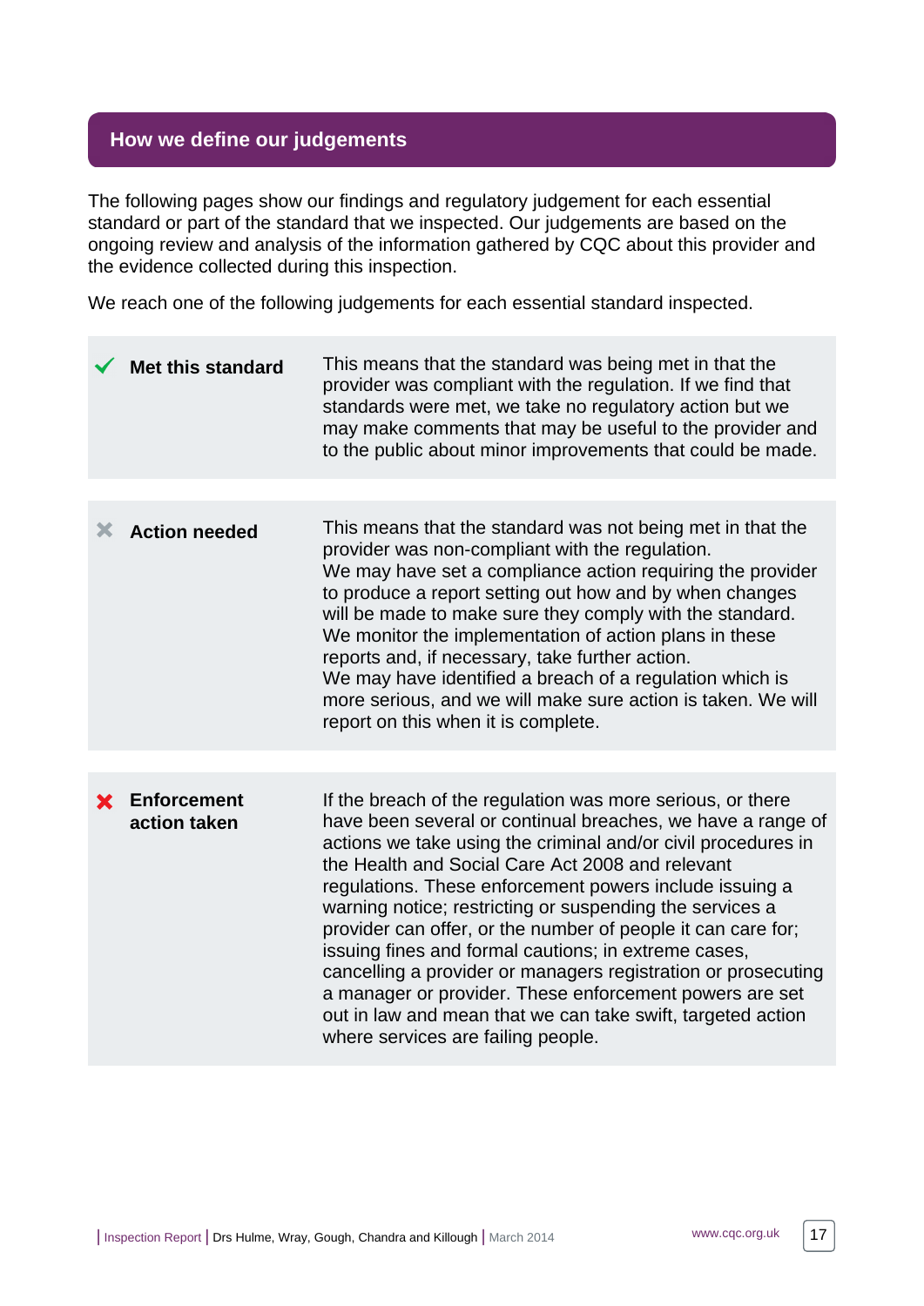## How we define our judgements

The following pages show our findings and regulatory judgement for each essential standard or part of the standard that we inspected. Our judgements are based on the ongoing review and analysis of the information gathered by CQC about this provider and the evidence collected during this inspection.

We reach one of the following judgements for each essential standard inspected.

| | |
|---|---|
| ✔ **Met this standard** | This means that the standard was being met in that the provider was compliant with the regulation. If we find that standards were met, we take no regulatory action but we may make comments that may be useful to the provider and to the public about minor improvements that could be made. |
| ✖ **Action needed** | This means that the standard was not being met in that the provider was non-compliant with the regulation. We may have set a compliance action requiring the provider to produce a report setting out how and by when changes will be made to make sure they comply with the standard. We monitor the implementation of action plans in these reports and, if necessary, take further action. We may have identified a breach of a regulation which is more serious, and we will make sure action is taken. We will report on this when it is complete. |
| ✖ **Enforcement action taken** | If the breach of the regulation was more serious, or there have been several or continual breaches, we have a range of actions we take using the criminal and/or civil procedures in the Health and Social Care Act 2008 and relevant regulations. These enforcement powers include issuing a warning notice; restricting or suspending the services a provider can offer, or the number of people it can care for; issuing fines and formal cautions; in extreme cases, cancelling a provider or managers registration or prosecuting a manager or provider. These enforcement powers are set out in law and mean that we can take swift, targeted action where services are failing people. |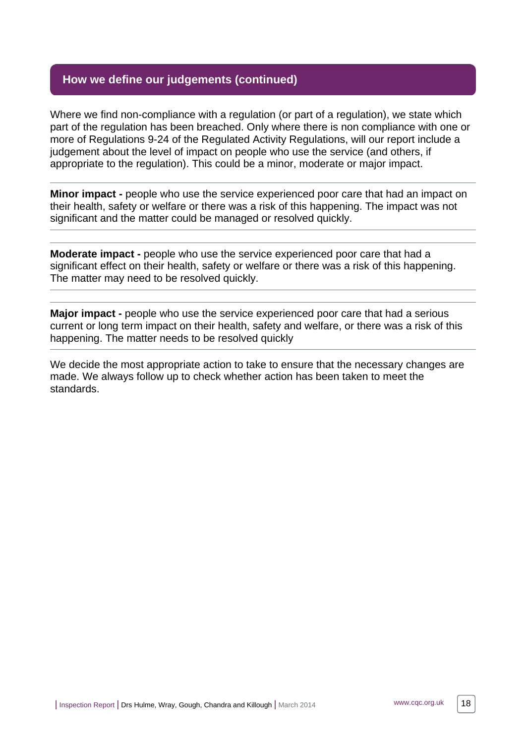## How we define our judgements (continued)

Where we find non-compliance with a regulation (or part of a regulation), we state which part of the regulation has been breached. Only where there is non compliance with one or more of Regulations 9-24 of the Regulated Activity Regulations, will our report include a judgement about the level of impact on people who use the service (and others, if appropriate to the regulation). This could be a minor, moderate or major impact.

---

**Minor impact -** people who use the service experienced poor care that had an impact on their health, safety or welfare or there was a risk of this happening. The impact was not significant and the matter could be managed or resolved quickly.

---

**Moderate impact -** people who use the service experienced poor care that had a significant effect on their health, safety or welfare or there was a risk of this happening. The matter may need to be resolved quickly.

---

**Major impact -** people who use the service experienced poor care that had a serious current or long term impact on their health, safety and welfare, or there was a risk of this happening. The matter needs to be resolved quickly

---

We decide the most appropriate action to take to ensure that the necessary changes are made. We always follow up to check whether action has been taken to meet the standards.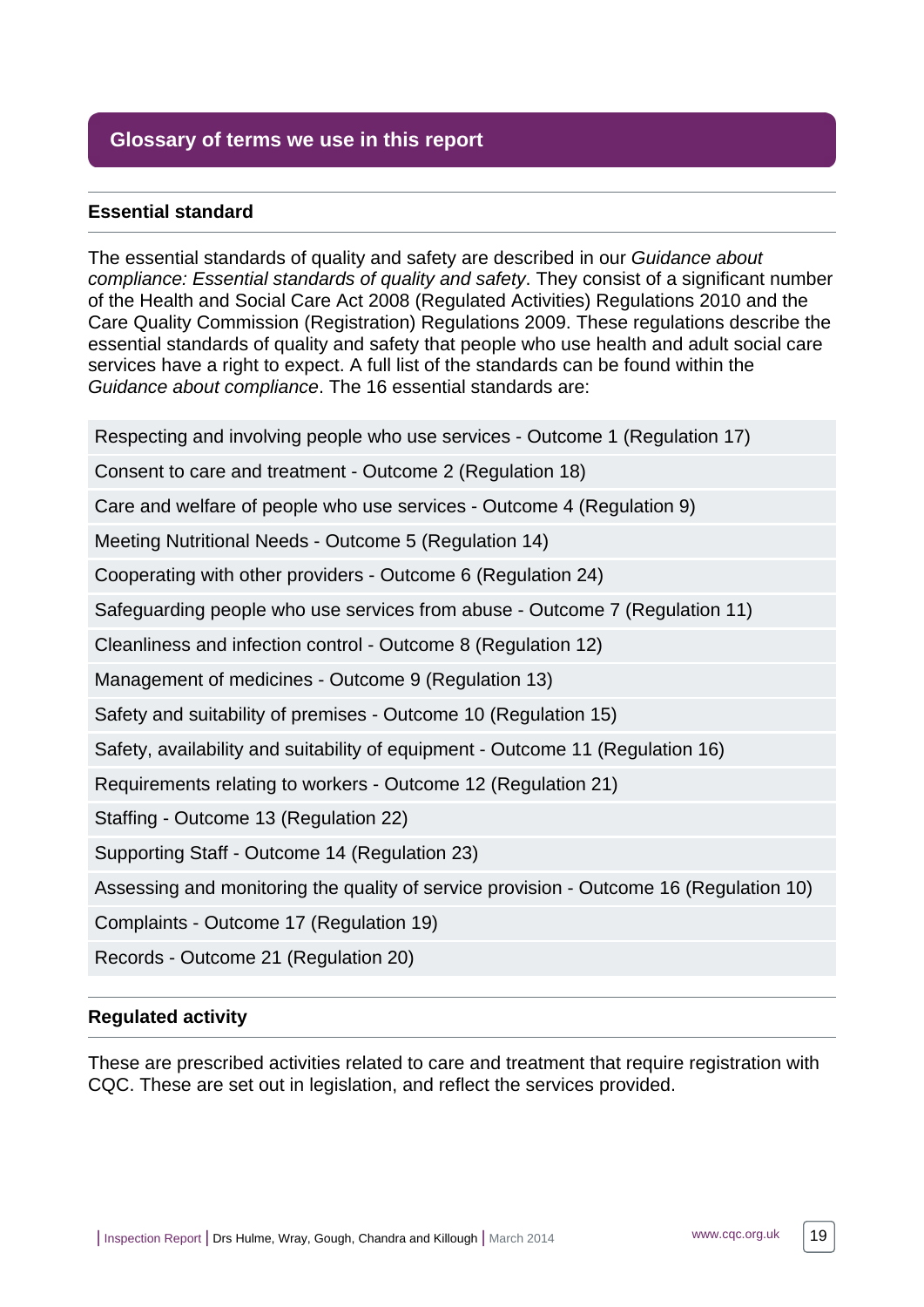## Glossary of terms we use in this report

### Essential standard

The essential standards of quality and safety are described in our *Guidance about compliance: Essential standards of quality and safety*. They consist of a significant number of the Health and Social Care Act 2008 (Regulated Activities) Regulations 2010 and the Care Quality Commission (Registration) Regulations 2009. These regulations describe the essential standards of quality and safety that people who use health and adult social care services have a right to expect. A full list of the standards can be found within the *Guidance about compliance*. The 16 essential standards are:

- Respecting and involving people who use services - Outcome 1 (Regulation 17)
- Consent to care and treatment - Outcome 2 (Regulation 18)
- Care and welfare of people who use services - Outcome 4 (Regulation 9)
- Meeting Nutritional Needs - Outcome 5 (Regulation 14)
- Cooperating with other providers - Outcome 6 (Regulation 24)
- Safeguarding people who use services from abuse - Outcome 7 (Regulation 11)
- Cleanliness and infection control - Outcome 8 (Regulation 12)
- Management of medicines - Outcome 9 (Regulation 13)
- Safety and suitability of premises - Outcome 10 (Regulation 15)
- Safety, availability and suitability of equipment - Outcome 11 (Regulation 16)
- Requirements relating to workers - Outcome 12 (Regulation 21)
- Staffing - Outcome 13 (Regulation 22)
- Supporting Staff - Outcome 14 (Regulation 23)
- Assessing and monitoring the quality of service provision - Outcome 16 (Regulation 10)
- Complaints - Outcome 17 (Regulation 19)
- Records - Outcome 21 (Regulation 20)

### Regulated activity

These are prescribed activities related to care and treatment that require registration with CQC. These are set out in legislation, and reflect the services provided.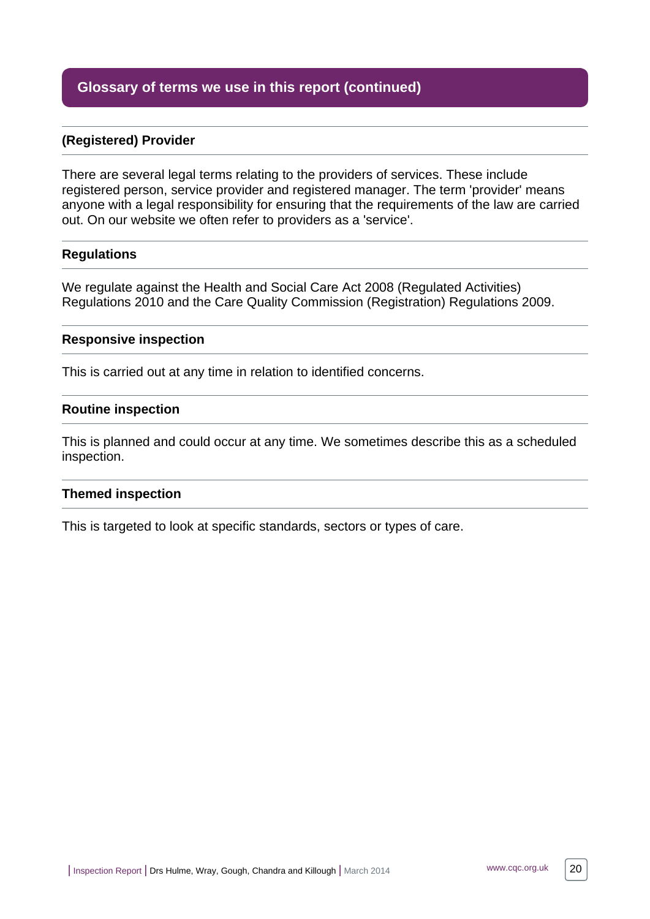## Glossary of terms we use in this report (continued)

### (Registered) Provider

There are several legal terms relating to the providers of services. These include registered person, service provider and registered manager. The term 'provider' means anyone with a legal responsibility for ensuring that the requirements of the law are carried out. On our website we often refer to providers as a 'service'.

### Regulations

We regulate against the Health and Social Care Act 2008 (Regulated Activities) Regulations 2010 and the Care Quality Commission (Registration) Regulations 2009.

### Responsive inspection

This is carried out at any time in relation to identified concerns.

### Routine inspection

This is planned and could occur at any time. We sometimes describe this as a scheduled inspection.

### Themed inspection

This is targeted to look at specific standards, sectors or types of care.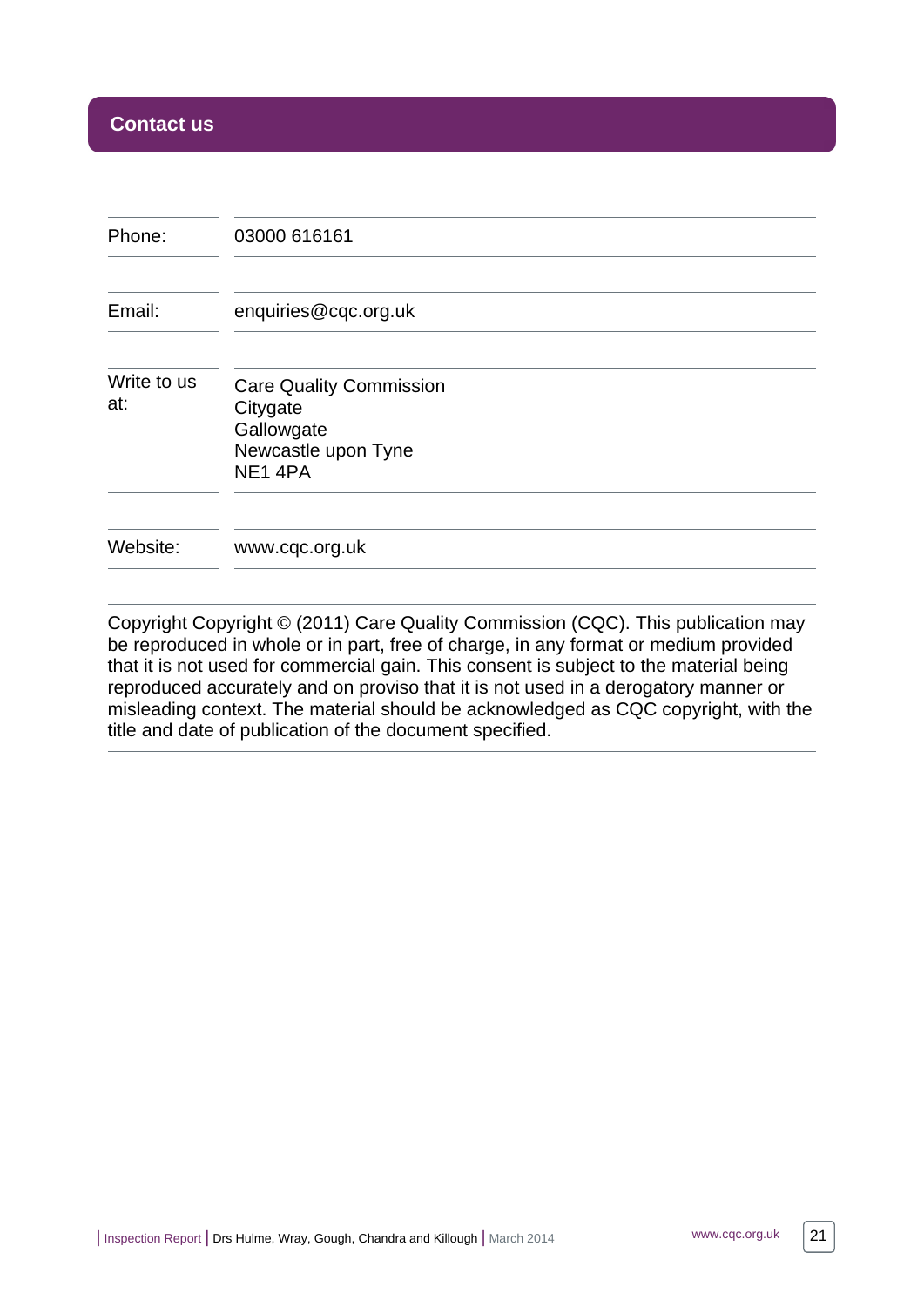## Contact us

| | |
|---|---|
| Phone: | 03000 616161 |
| Email: | enquiries@cqc.org.uk |
| Write to us at: | Care Quality Commission<br>Citygate<br>Gallowgate<br>Newcastle upon Tyne<br>NE1 4PA |
| Website: | www.cqc.org.uk |

Copyright Copyright © (2011) Care Quality Commission (CQC). This publication may be reproduced in whole or in part, free of charge, in any format or medium provided that it is not used for commercial gain. This consent is subject to the material being reproduced accurately and on proviso that it is not used in a derogatory manner or misleading context. The material should be acknowledged as CQC copyright, with the title and date of publication of the document specified.